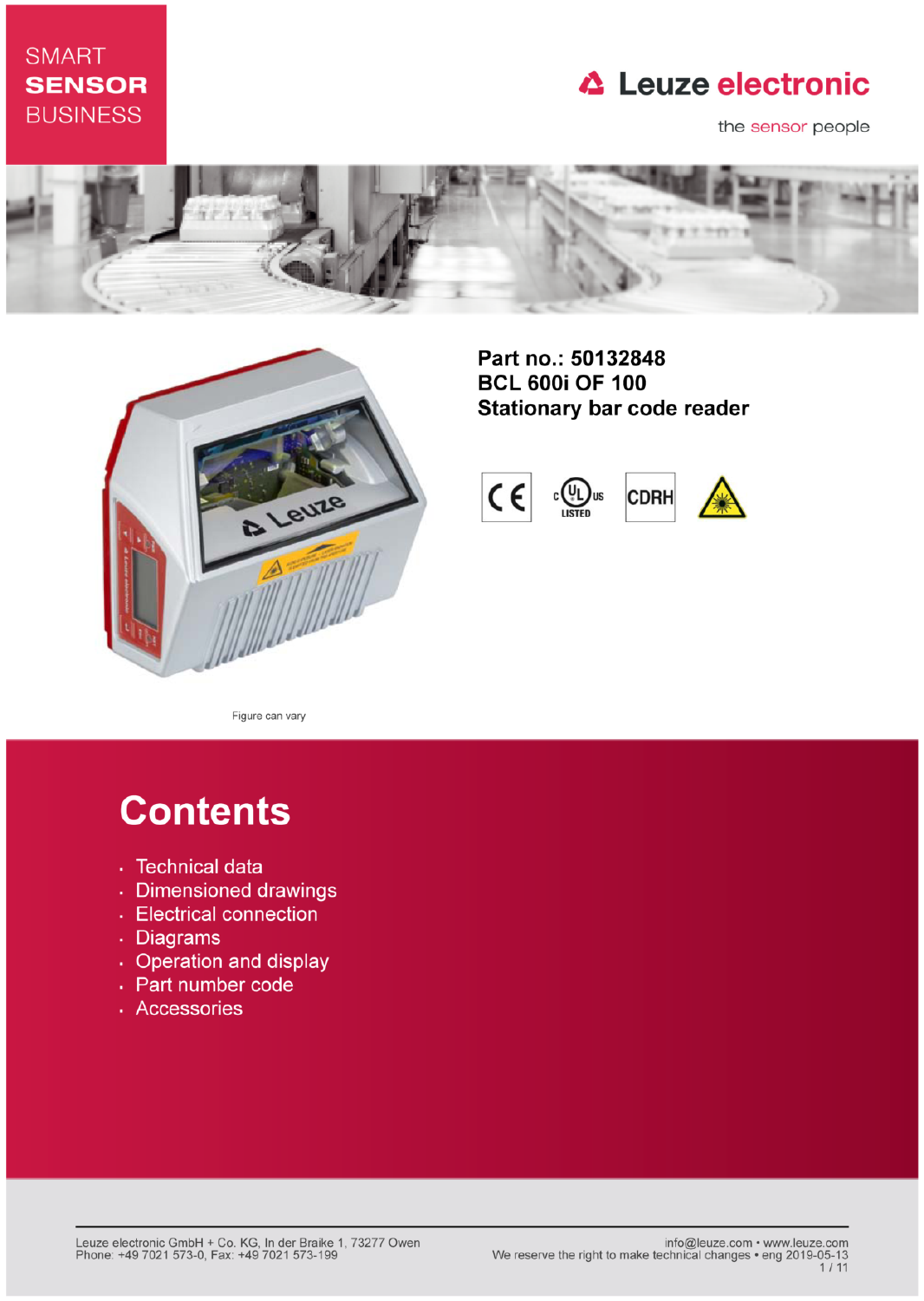SMART **SENSOR** BUSINESS

Leuze electronic

the sensor people

**Part no.: 50132848**
**BCL 600i OF 100**
**Stationary bar code reader**

Figure can vary

# Contents

- Technical data
- Dimensioned drawings
- Electrical connection
- Diagrams
- Operation and display
- Part number code
- Accessories

Leuze electronic GmbH + Co. KG, In der Braike 1, 73277 Owen
Phone: +49 7021 573-0, Fax: +49 7021 573-199

info@leuze.com • www.leuze.com
We reserve the right to make technical changes • eng 2019-05-13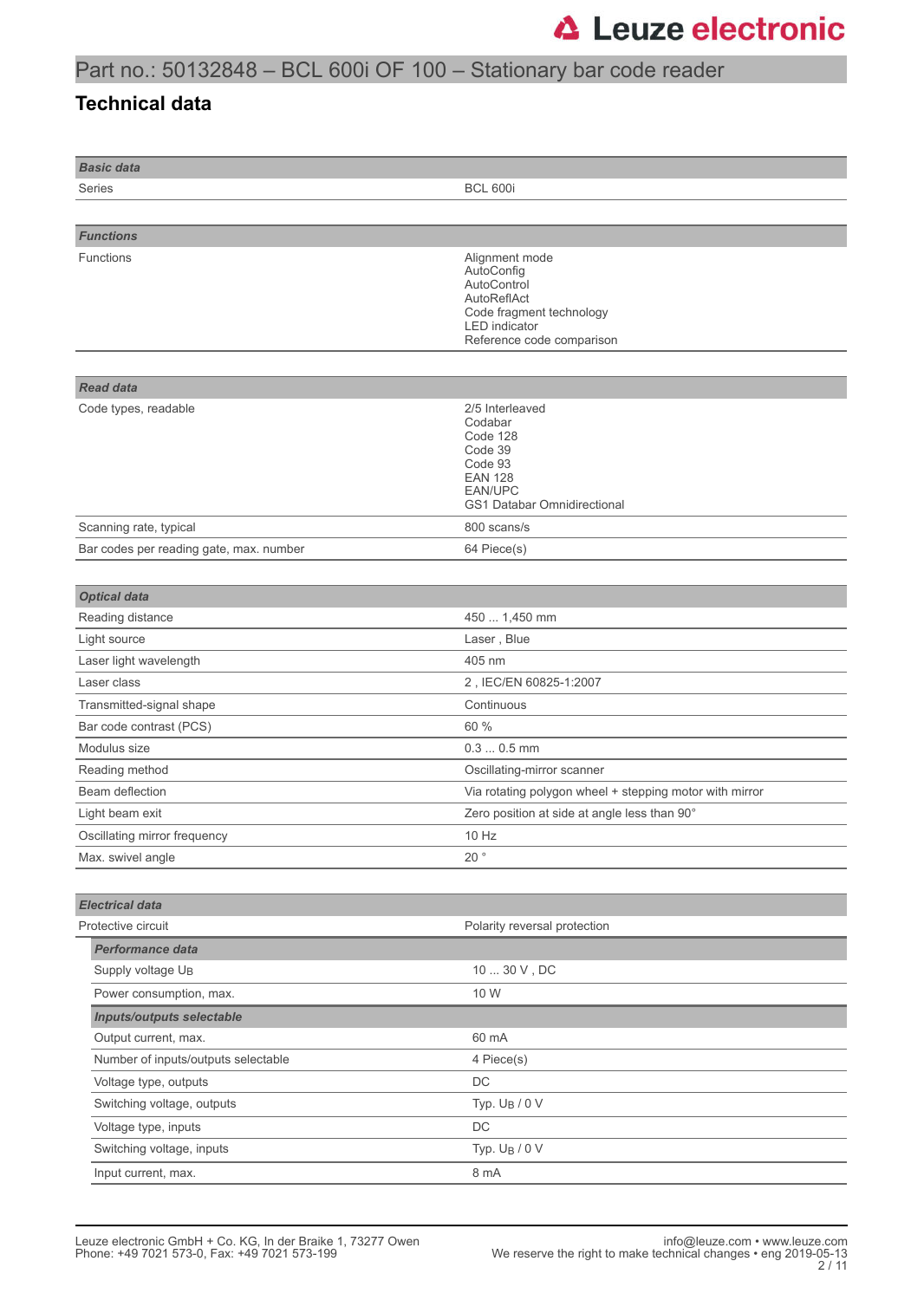# Part no.: 50132848 – BCL 600i OF 100 – Stationary bar code reader

## Technical data

| Basic data | |
|---|---|
| Series | BCL 600i |

| Functions | |
|---|---|
| Functions | Alignment mode<br>AutoConfig<br>AutoControl<br>AutoReflAct<br>Code fragment technology<br>LED indicator<br>Reference code comparison |

| Read data | |
|---|---|
| Code types, readable | 2/5 Interleaved<br>Codabar<br>Code 128<br>Code 39<br>Code 93<br>EAN 128<br>EAN/UPC<br>GS1 Databar Omnidirectional |
| Scanning rate, typical | 800 scans/s |
| Bar codes per reading gate, max. number | 64 Piece(s) |

| Optical data | |
|---|---|
| Reading distance | 450 ... 1,450 mm |
| Light source | Laser , Blue |
| Laser light wavelength | 405 nm |
| Laser class | 2 , IEC/EN 60825-1:2007 |
| Transmitted-signal shape | Continuous |
| Bar code contrast (PCS) | 60 % |
| Modulus size | 0.3 ... 0.5 mm |
| Reading method | Oscillating-mirror scanner |
| Beam deflection | Via rotating polygon wheel + stepping motor with mirror |
| Light beam exit | Zero position at side at angle less than 90° |
| Oscillating mirror frequency | 10 Hz |
| Max. swivel angle | 20 ° |

| Electrical data | |
|---|---|
| Protective circuit | Polarity reversal protection |
| ***Performance data*** | |
| Supply voltage $U_B$ | 10 ... 30 V , DC |
| Power consumption, max. | 10 W |
| ***Inputs/outputs selectable*** | |
| Output current, max. | 60 mA |
| Number of inputs/outputs selectable | 4 Piece(s) |
| Voltage type, outputs | DC |
| Switching voltage, outputs | Typ. $U_B$ / 0 V |
| Voltage type, inputs | DC |
| Switching voltage, inputs | Typ. $U_B$ / 0 V |
| Input current, max. | 8 mA |

Leuze electronic GmbH + Co. KG, In der Braike 1, 73277 Owen
Phone: +49 7021 573-0, Fax: +49 7021 573-199

info@leuze.com • www.leuze.com
We reserve the right to make technical changes • eng 2019-05-13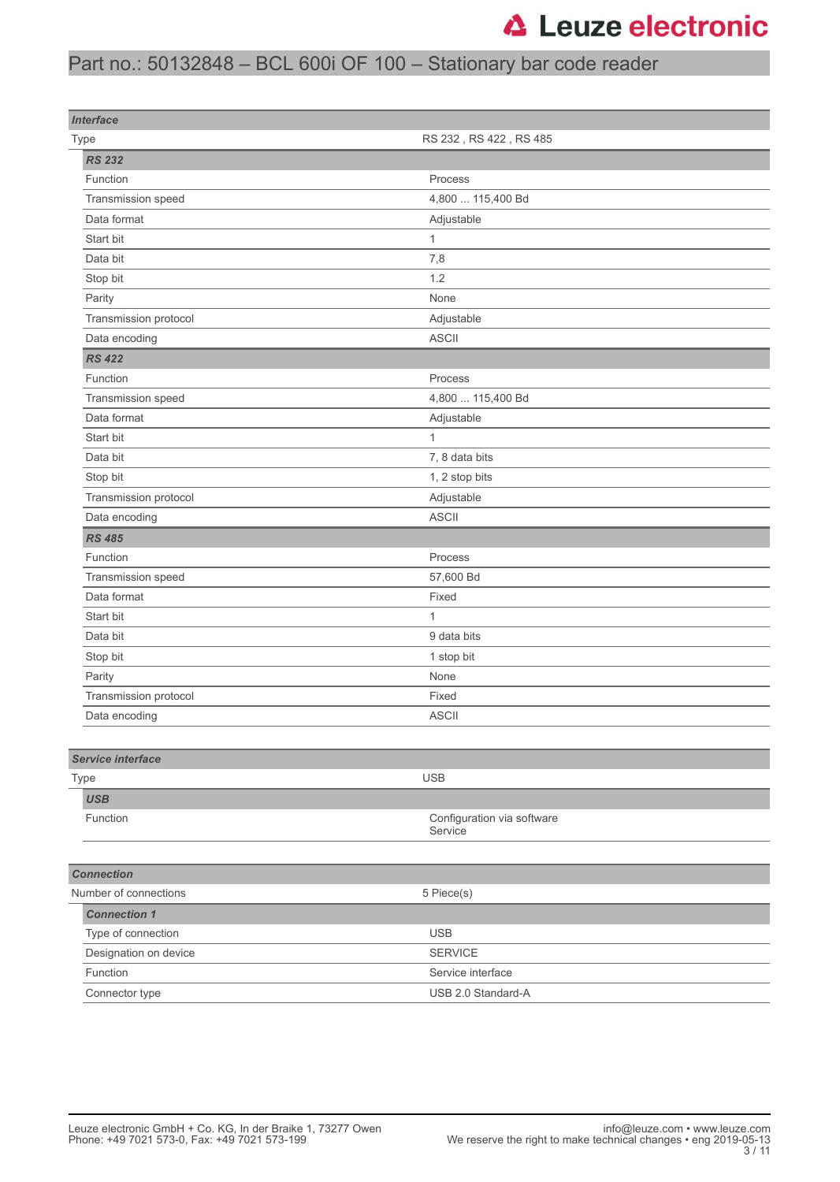## Interface

| Type | RS 232 , RS 422 , RS 485 |
|---|---|
| ***RS 232*** | |
| Function | Process |
| Transmission speed | 4,800 ... 115,400 Bd |
| Data format | Adjustable |
| Start bit | 1 |
| Data bit | 7,8 |
| Stop bit | 1.2 |
| Parity | None |
| Transmission protocol | Adjustable |
| Data encoding | ASCII |
| ***RS 422*** | |
| Function | Process |
| Transmission speed | 4,800 ... 115,400 Bd |
| Data format | Adjustable |
| Start bit | 1 |
| Data bit | 7, 8 data bits |
| Stop bit | 1, 2 stop bits |
| Transmission protocol | Adjustable |
| Data encoding | ASCII |
| ***RS 485*** | |
| Function | Process |
| Transmission speed | 57,600 Bd |
| Data format | Fixed |
| Start bit | 1 |
| Data bit | 9 data bits |
| Stop bit | 1 stop bit |
| Parity | None |
| Transmission protocol | Fixed |
| Data encoding | ASCII |

## Service interface

| Type | USB |
|---|---|
| ***USB*** | |
| Function | Configuration via software<br>Service |

## Connection

| Number of connections | 5 Piece(s) |
|---|---|
| ***Connection 1*** | |
| Type of connection | USB |
| Designation on device | SERVICE |
| Function | Service interface |
| Connector type | USB 2.0 Standard-A |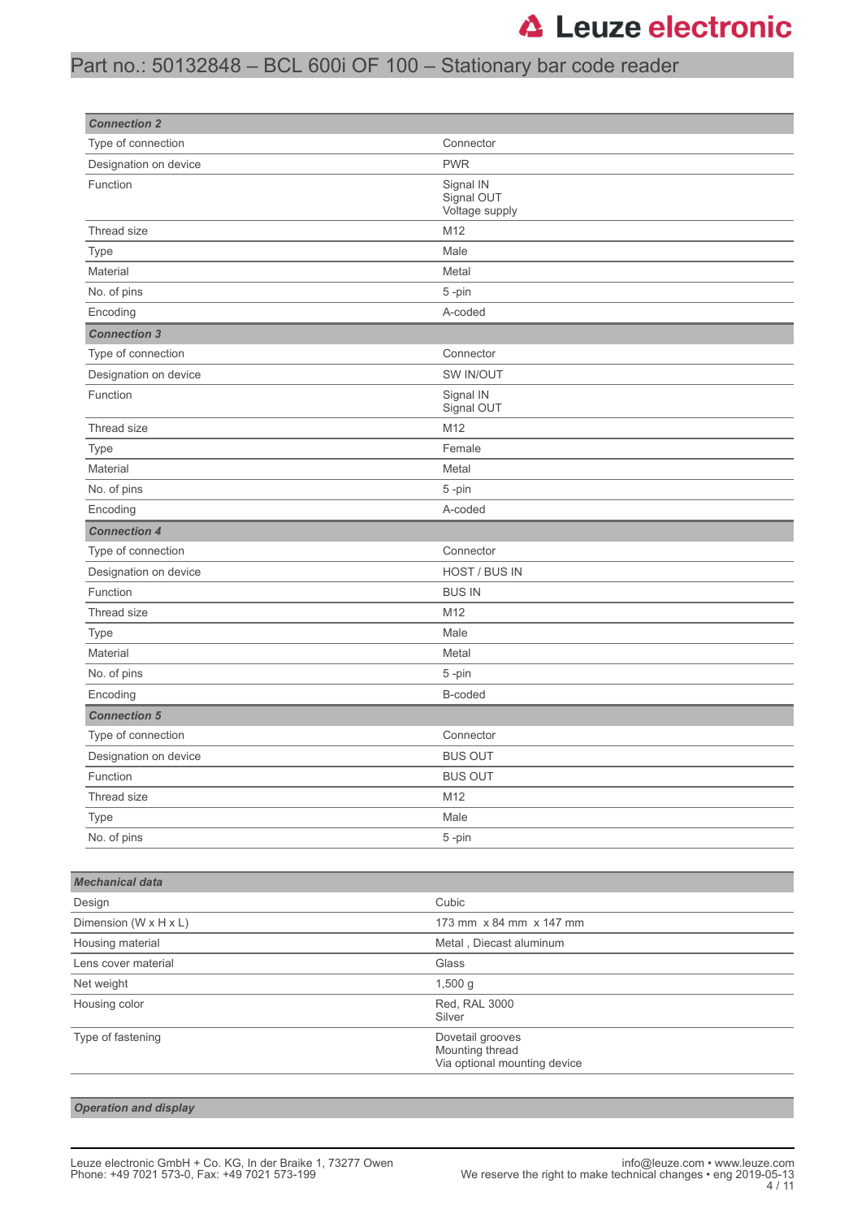| Connection 2 | |
|---|---|
| Type of connection | Connector |
| Designation on device | PWR |
| Function | Signal IN<br>Signal OUT<br>Voltage supply |
| Thread size | M12 |
| Type | Male |
| Material | Metal |
| No. of pins | 5 -pin |
| Encoding | A-coded |
| **Connection 3** | |
| Type of connection | Connector |
| Designation on device | SW IN/OUT |
| Function | Signal IN<br>Signal OUT |
| Thread size | M12 |
| Type | Female |
| Material | Metal |
| No. of pins | 5 -pin |
| Encoding | A-coded |
| **Connection 4** | |
| Type of connection | Connector |
| Designation on device | HOST / BUS IN |
| Function | BUS IN |
| Thread size | M12 |
| Type | Male |
| Material | Metal |
| No. of pins | 5 -pin |
| Encoding | B-coded |
| **Connection 5** | |
| Type of connection | Connector |
| Designation on device | BUS OUT |
| Function | BUS OUT |
| Thread size | M12 |
| Type | Male |
| No. of pins | 5 -pin |

| Mechanical data | |
|---|---|
| Design | Cubic |
| Dimension (W x H x L) | 173 mm x 84 mm x 147 mm |
| Housing material | Metal , Diecast aluminum |
| Lens cover material | Glass |
| Net weight | 1,500 g |
| Housing color | Red, RAL 3000<br>Silver |
| Type of fastening | Dovetail grooves<br>Mounting thread<br>Via optional mounting device |

***Operation and display***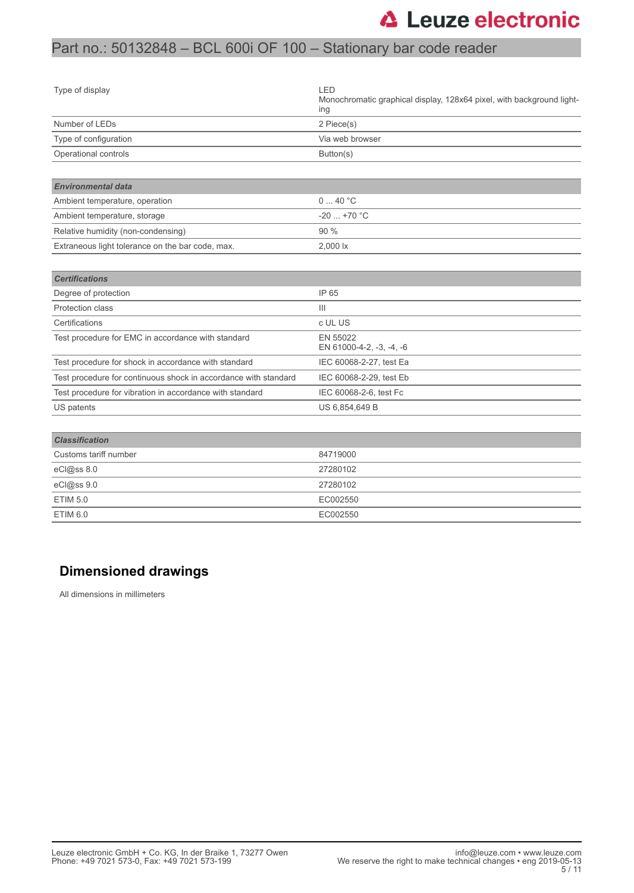| | |
|---|---|
| Type of display | LED<br>Monochromatic graphical display, 128x64 pixel, with background lighting |
| Number of LEDs | 2 Piece(s) |
| Type of configuration | Via web browser |
| Operational controls | Button(s) |

| ***Environmental data*** | |
|---|---|
| Ambient temperature, operation | 0 ... 40 °C |
| Ambient temperature, storage | -20 ... +70 °C |
| Relative humidity (non-condensing) | 90 % |
| Extraneous light tolerance on the bar code, max. | 2,000 lx |

| ***Certifications*** | |
|---|---|
| Degree of protection | IP 65 |
| Protection class | III |
| Certifications | c UL US |
| Test procedure for EMC in accordance with standard | EN 55022<br>EN 61000-4-2, -3, -4, -6 |
| Test procedure for shock in accordance with standard | IEC 60068-2-27, test Ea |
| Test procedure for continuous shock in accordance with standard | IEC 60068-2-29, test Eb |
| Test procedure for vibration in accordance with standard | IEC 60068-2-6, test Fc |
| US patents | US 6,854,649 B |

| ***Classification*** | |
|---|---|
| Customs tariff number | 84719000 |
| eCl@ss 8.0 | 27280102 |
| eCl@ss 9.0 | 27280102 |
| ETIM 5.0 | EC002550 |
| ETIM 6.0 | EC002550 |

## Dimensioned drawings

All dimensions in millimeters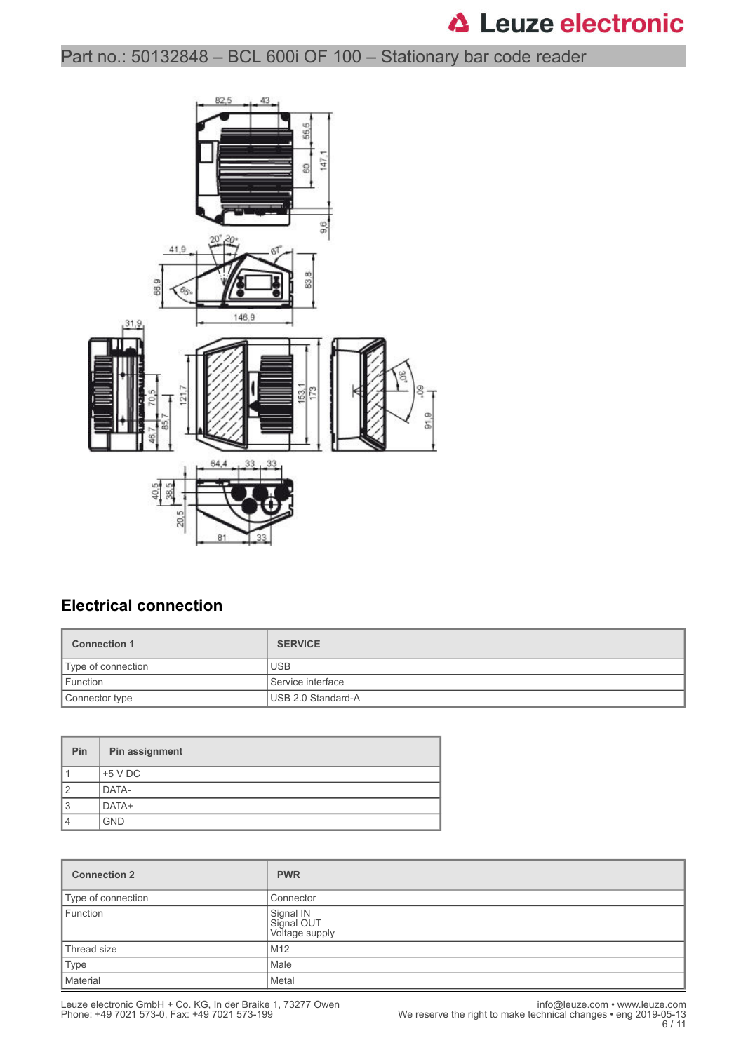## Electrical connection

| Connection 1 | SERVICE |
|---|---|
| Type of connection | USB |
| Function | Service interface |
| Connector type | USB 2.0 Standard-A |

| Pin | Pin assignment |
|---|---|
| 1 | +5 V DC |
| 2 | DATA- |
| 3 | DATA+ |
| 4 | GND |

| Connection 2 | PWR |
|---|---|
| Type of connection | Connector |
| Function | Signal IN<br>Signal OUT<br>Voltage supply |
| Thread size | M12 |
| Type | Male |
| Material | Metal |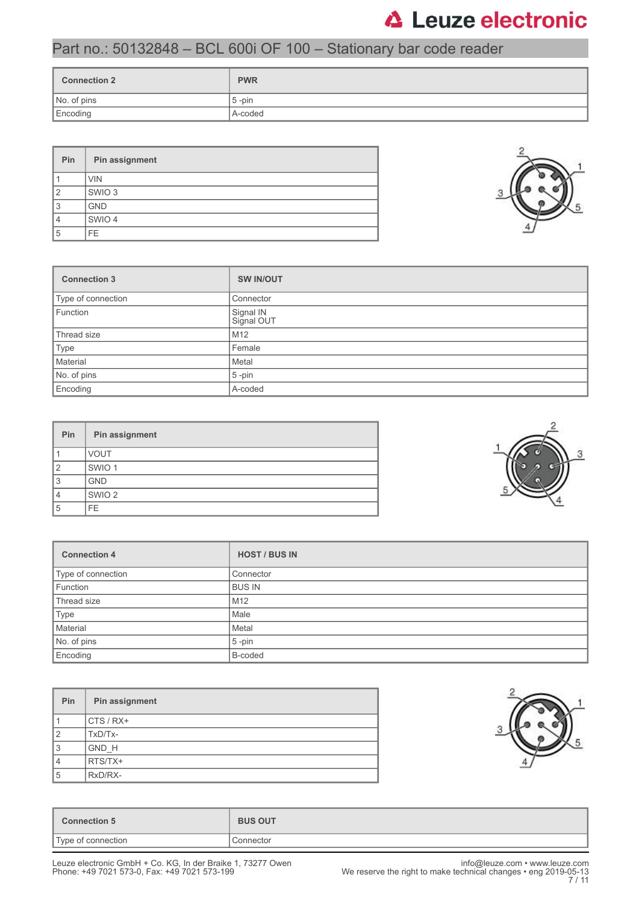| Connection 2 | PWR |
|---|---|
| No. of pins | 5 -pin |
| Encoding | A-coded |

| Pin | Pin assignment |
|---|---|
| 1 | VIN |
| 2 | SWIO 3 |
| 3 | GND |
| 4 | SWIO 4 |
| 5 | FE |

| Connection 3 | SW IN/OUT |
|---|---|
| Type of connection | Connector |
| Function | Signal IN<br>Signal OUT |
| Thread size | M12 |
| Type | Female |
| Material | Metal |
| No. of pins | 5 -pin |
| Encoding | A-coded |

| Pin | Pin assignment |
|---|---|
| 1 | VOUT |
| 2 | SWIO 1 |
| 3 | GND |
| 4 | SWIO 2 |
| 5 | FE |

| Connection 4 | HOST / BUS IN |
|---|---|
| Type of connection | Connector |
| Function | BUS IN |
| Thread size | M12 |
| Type | Male |
| Material | Metal |
| No. of pins | 5 -pin |
| Encoding | B-coded |

| Pin | Pin assignment |
|---|---|
| 1 | CTS / RX+ |
| 2 | TxD/Tx- |
| 3 | GND_H |
| 4 | RTS/TX+ |
| 5 | RxD/RX- |

| Connection 5 | BUS OUT |
|---|---|
| Type of connection | Connector |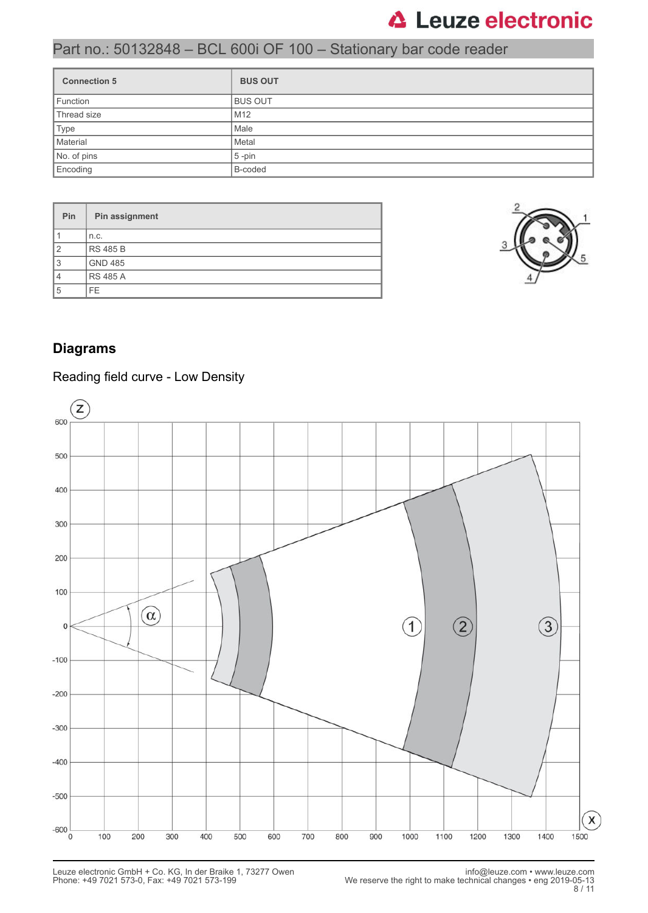## Part no.: 50132848 – BCL 600i OF 100 – Stationary bar code reader

| Connection 5 | BUS OUT |
|---|---|
| Function | BUS OUT |
| Thread size | M12 |
| Type | Male |
| Material | Metal |
| No. of pins | 5 -pin |
| Encoding | B-coded |

| Pin | Pin assignment |
|---|---|
| 1 | n.c. |
| 2 | RS 485 B |
| 3 | GND 485 |
| 4 | RS 485 A |
| 5 | FE |

## Diagrams

### Reading field curve - Low Density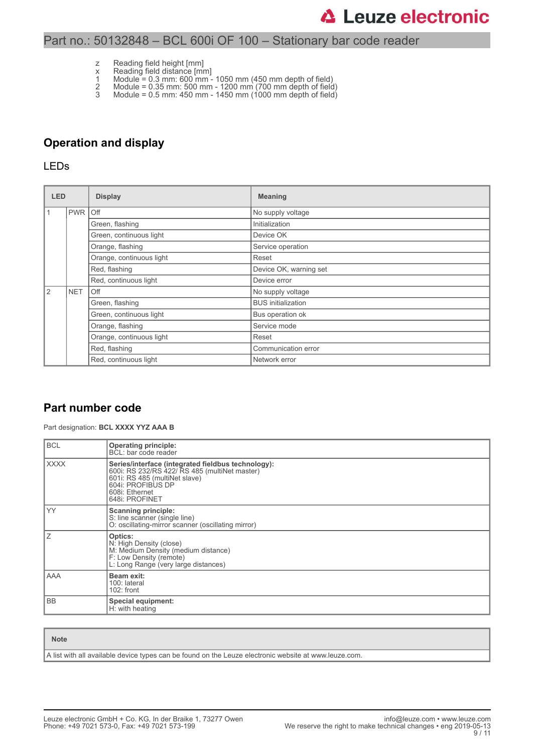z Reading field height [mm]
x Reading field distance [mm]
1 Module = 0.3 mm: 600 mm - 1050 mm (450 mm depth of field)
2 Module = 0.35 mm: 500 mm - 1200 mm (700 mm depth of field)
3 Module = 0.5 mm: 450 mm - 1450 mm (1000 mm depth of field)

## Operation and display

### LEDs

| LED | | Display | Meaning |
|---|---|---|---|
| 1 | PWR | Off | No supply voltage |
| | | Green, flashing | Initialization |
| | | Green, continuous light | Device OK |
| | | Orange, flashing | Service operation |
| | | Orange, continuous light | Reset |
| | | Red, flashing | Device OK, warning set |
| | | Red, continuous light | Device error |
| 2 | NET | Off | No supply voltage |
| | | Green, flashing | BUS initialization |
| | | Green, continuous light | Bus operation ok |
| | | Orange, flashing | Service mode |
| | | Orange, continuous light | Reset |
| | | Red, flashing | Communication error |
| | | Red, continuous light | Network error |

## Part number code

Part designation: **BCL XXXX YYZ AAA B**

| | |
|---|---|
| BCL | **Operating principle:**<br>BCL: bar code reader |
| XXXX | **Series/interface (integrated fieldbus technology):**<br>600i: RS 232/RS 422/ RS 485 (multiNet master)<br>601i: RS 485 (multiNet slave)<br>604i: PROFIBUS DP<br>608i: Ethernet<br>648i: PROFINET |
| YY | **Scanning principle:**<br>S: line scanner (single line)<br>O: oscillating-mirror scanner (oscillating mirror) |
| Z | **Optics:**<br>N: High Density (close)<br>M: Medium Density (medium distance)<br>F: Low Density (remote)<br>L: Long Range (very large distances) |
| AAA | **Beam exit:**<br>100: lateral<br>102: front |
| BB | **Special equipment:**<br>H: with heating |

| Note |
|---|
| A list with all available device types can be found on the Leuze electronic website at www.leuze.com. |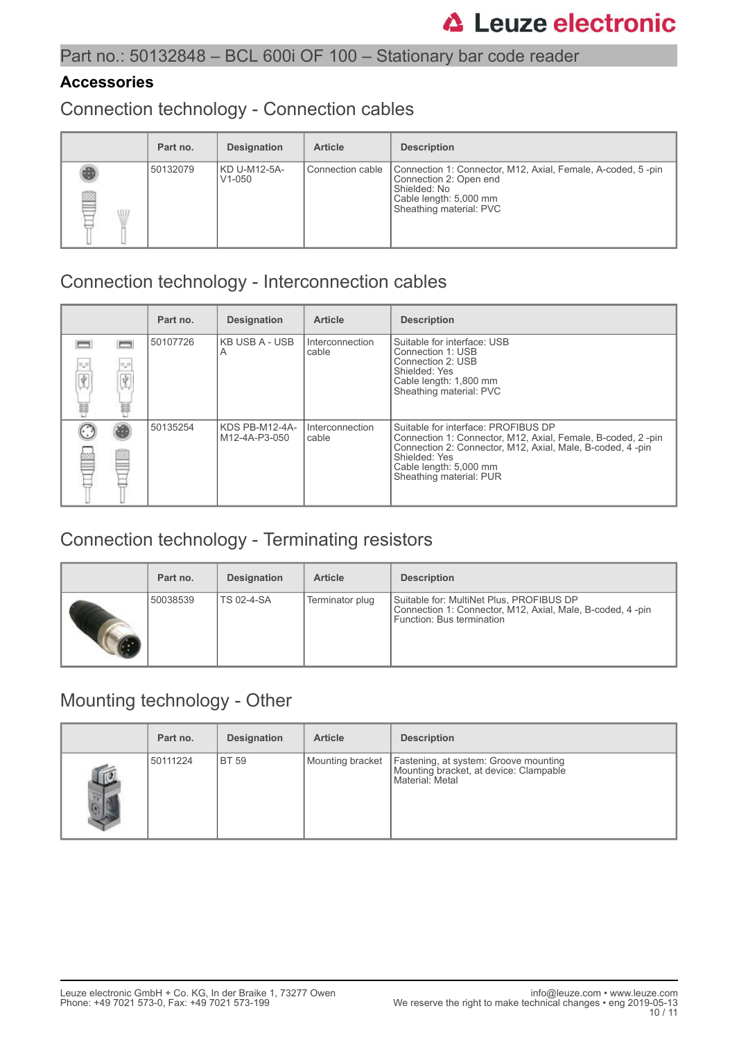# Part no.: 50132848 – BCL 600i OF 100 – Stationary bar code reader

## Accessories

### Connection technology - Connection cables

| | Part no. | Designation | Article | Description |
|---|---|---|---|---|
| | 50132079 | KD U-M12-5A-V1-050 | Connection cable | Connection 1: Connector, M12, Axial, Female, A-coded, 5 -pin<br>Connection 2: Open end<br>Shielded: No<br>Cable length: 5,000 mm<br>Sheathing material: PVC |

### Connection technology - Interconnection cables

| | Part no. | Designation | Article | Description |
|---|---|---|---|---|
| | 50107726 | KB USB A - USB A | Interconnection cable | Suitable for interface: USB<br>Connection 1: USB<br>Connection 2: USB<br>Shielded: Yes<br>Cable length: 1,800 mm<br>Sheathing material: PVC |
| | 50135254 | KDS PB-M12-4A-M12-4A-P3-050 | Interconnection cable | Suitable for interface: PROFIBUS DP<br>Connection 1: Connector, M12, Axial, Female, B-coded, 2 -pin<br>Connection 2: Connector, M12, Axial, Male, B-coded, 4 -pin<br>Shielded: Yes<br>Cable length: 5,000 mm<br>Sheathing material: PUR |

### Connection technology - Terminating resistors

| | Part no. | Designation | Article | Description |
|---|---|---|---|---|
| | 50038539 | TS 02-4-SA | Terminator plug | Suitable for: MultiNet Plus, PROFIBUS DP<br>Connection 1: Connector, M12, Axial, Male, B-coded, 4 -pin<br>Function: Bus termination |

### Mounting technology - Other

| | Part no. | Designation | Article | Description |
|---|---|---|---|---|
| | 50111224 | BT 59 | Mounting bracket | Fastening, at system: Groove mounting<br>Mounting bracket, at device: Clampable<br>Material: Metal |

Leuze electronic GmbH + Co. KG, In der Braike 1, 73277 Owen
Phone: +49 7021 573-0, Fax: +49 7021 573-199

info@leuze.com • www.leuze.com
We reserve the right to make technical changes • eng 2019-05-13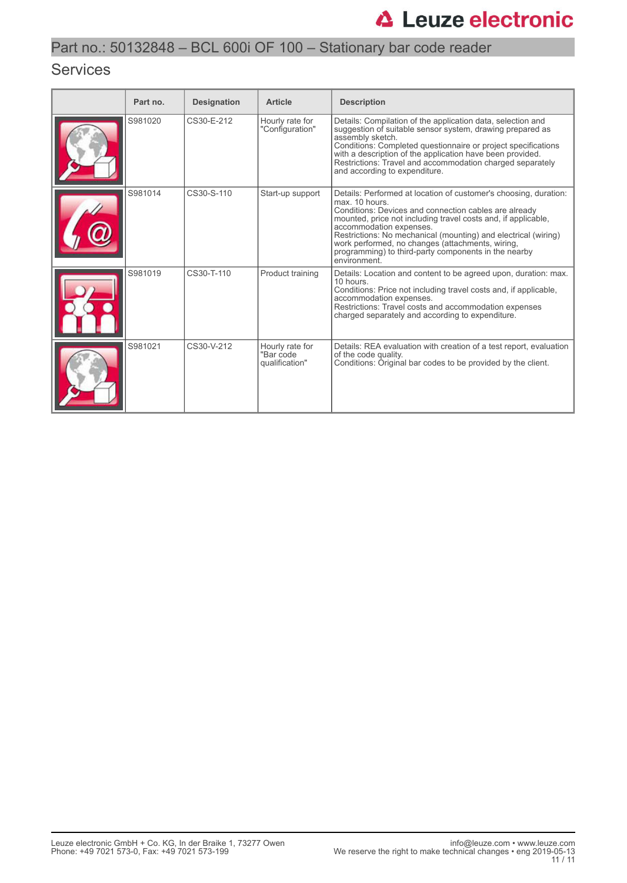Part no.: 50132848 – BCL 600i OF 100 – Stationary bar code reader

## Services

| | Part no. | Designation | Article | Description |
|---|---|---|---|---|
| | S981020 | CS30-E-212 | Hourly rate for "Configuration" | Details: Compilation of the application data, selection and suggestion of suitable sensor system, drawing prepared as assembly sketch.<br>Conditions: Completed questionnaire or project specifications with a description of the application have been provided.<br>Restrictions: Travel and accommodation charged separately and according to expenditure. |
| | S981014 | CS30-S-110 | Start-up support | Details: Performed at location of customer's choosing, duration: max. 10 hours.<br>Conditions: Devices and connection cables are already mounted, price not including travel costs and, if applicable, accommodation expenses.<br>Restrictions: No mechanical (mounting) and electrical (wiring) work performed, no changes (attachments, wiring, programming) to third-party components in the nearby environment. |
| | S981019 | CS30-T-110 | Product training | Details: Location and content to be agreed upon, duration: max. 10 hours.<br>Conditions: Price not including travel costs and, if applicable, accommodation expenses.<br>Restrictions: Travel costs and accommodation expenses charged separately and according to expenditure. |
| | S981021 | CS30-V-212 | Hourly rate for "Bar code qualification" | Details: REA evaluation with creation of a test report, evaluation of the code quality.<br>Conditions: Original bar codes to be provided by the client. |

Leuze electronic GmbH + Co. KG, In der Braike 1, 73277 Owen
Phone: +49 7021 573-0, Fax: +49 7021 573-199

info@leuze.com • www.leuze.com
We reserve the right to make technical changes • eng 2019-05-13